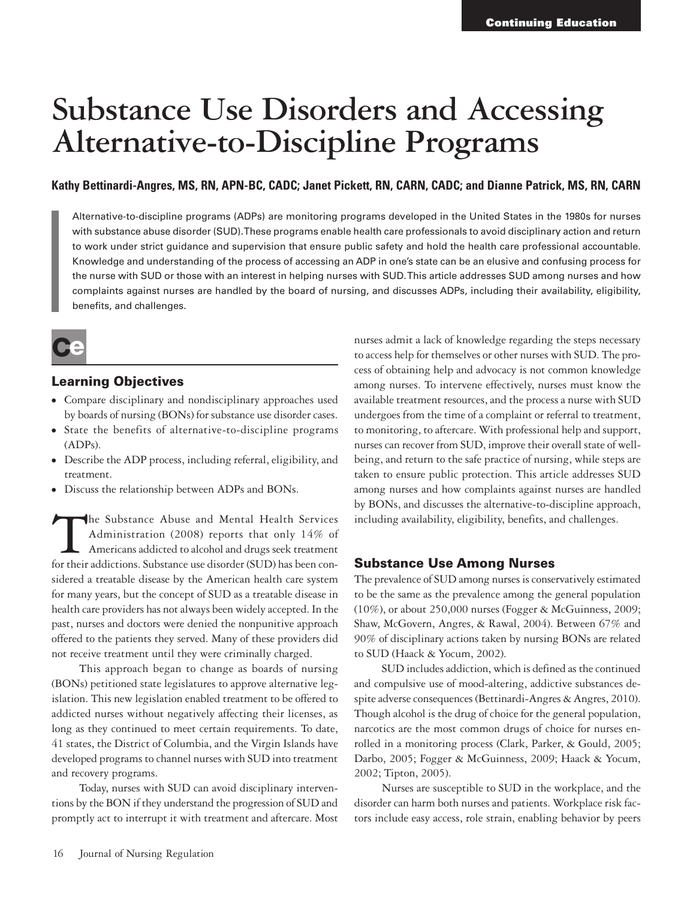# Substance Use Disorders and Accessing Alternative-to-Discipline Programs

**Kathy Bettinardi-Angres, MS, RN, APN-BC, CADC; Janet Pickett, RN, CARN, CADC; and Dianne Patrick, MS, RN, CARN**

Alternative-to-discipline programs (ADPs) are monitoring programs developed in the United States in the 1980s for nurses with substance abuse disorder (SUD). These programs enable health care professionals to avoid disciplinary action and return to work under strict guidance and supervision that ensure public safety and hold the health care professional accountable. Knowledge and understanding of the process of accessing an ADP in one's state can be an elusive and confusing process for the nurse with SUD or those with an interest in helping nurses with SUD. This article addresses SUD among nurses and how complaints against nurses are handled by the board of nursing, and discusses ADPs, including their availability, eligibility, benefits, and challenges.

## Learning Objectives

- Compare disciplinary and nondisciplinary approaches used by boards of nursing (BONs) for substance use disorder cases.
- State the benefits of alternative-to-discipline programs (ADPs).
- Describe the ADP process, including referral, eligibility, and treatment.
- Discuss the relationship between ADPs and BONs.

The Substance Abuse and Mental Health Services Administration (2008) reports that only 14% of Americans addicted to alcohol and drugs seek treatment for their addictions. Substance use disorder (SUD) has been considered a treatable disease by the American health care system for many years, but the concept of SUD as a treatable disease in health care providers has not always been widely accepted. In the past, nurses and doctors were denied the nonpunitive approach offered to the patients they served. Many of these providers did not receive treatment until they were criminally charged.

This approach began to change as boards of nursing (BONs) petitioned state legislatures to approve alternative legislation. This new legislation enabled treatment to be offered to addicted nurses without negatively affecting their licenses, as long as they continued to meet certain requirements. To date, 41 states, the District of Columbia, and the Virgin Islands have developed programs to channel nurses with SUD into treatment and recovery programs.

Today, nurses with SUD can avoid disciplinary interventions by the BON if they understand the progression of SUD and promptly act to interrupt it with treatment and aftercare. Most nurses admit a lack of knowledge regarding the steps necessary to access help for themselves or other nurses with SUD. The process of obtaining help and advocacy is not common knowledge among nurses. To intervene effectively, nurses must know the available treatment resources, and the process a nurse with SUD undergoes from the time of a complaint or referral to treatment, to monitoring, to aftercare. With professional help and support, nurses can recover from SUD, improve their overall state of well-being, and return to the safe practice of nursing, while steps are taken to ensure public protection. This article addresses SUD among nurses and how complaints against nurses are handled by BONs, and discusses the alternative-to-discipline approach, including availability, eligibility, benefits, and challenges.

## Substance Use Among Nurses

The prevalence of SUD among nurses is conservatively estimated to be the same as the prevalence among the general population (10%), or about 250,000 nurses (Fogger & McGuinness, 2009; Shaw, McGovern, Angres, & Rawal, 2004). Between 67% and 90% of disciplinary actions taken by nursing BONs are related to SUD (Haack & Yocum, 2002).

SUD includes addiction, which is defined as the continued and compulsive use of mood-altering, addictive substances despite adverse consequences (Bettinardi-Angres & Angres, 2010). Though alcohol is the drug of choice for the general population, narcotics are the most common drugs of choice for nurses enrolled in a monitoring process (Clark, Parker, & Gould, 2005; Darbo, 2005; Fogger & McGuinness, 2009; Haack & Yocum, 2002; Tipton, 2005).

Nurses are susceptible to SUD in the workplace, and the disorder can harm both nurses and patients. Workplace risk factors include easy access, role strain, enabling behavior by peers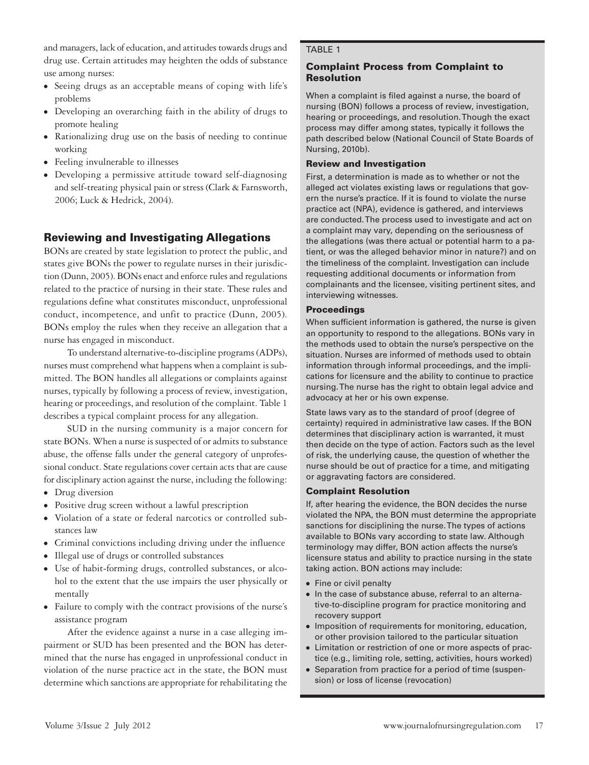and managers, lack of education, and attitudes towards drugs and drug use. Certain attitudes may heighten the odds of substance use among nurses:

- Seeing drugs as an acceptable means of coping with life's problems
- Developing an overarching faith in the ability of drugs to promote healing
- Rationalizing drug use on the basis of needing to continue working
- Feeling invulnerable to illnesses
- Developing a permissive attitude toward self-diagnosing and self-treating physical pain or stress (Clark & Farnsworth, 2006; Luck & Hedrick, 2004).

## Reviewing and Investigating Allegations

BONs are created by state legislation to protect the public, and states give BONs the power to regulate nurses in their jurisdiction (Dunn, 2005). BONs enact and enforce rules and regulations related to the practice of nursing in their state. These rules and regulations define what constitutes misconduct, unprofessional conduct, incompetence, and unfit to practice (Dunn, 2005). BONs employ the rules when they receive an allegation that a nurse has engaged in misconduct.

To understand alternative-to-discipline programs (ADPs), nurses must comprehend what happens when a complaint is submitted. The BON handles all allegations or complaints against nurses, typically by following a process of review, investigation, hearing or proceedings, and resolution of the complaint. Table 1 describes a typical complaint process for any allegation.

SUD in the nursing community is a major concern for state BONs. When a nurse is suspected of or admits to substance abuse, the offense falls under the general category of unprofessional conduct. State regulations cover certain acts that are cause for disciplinary action against the nurse, including the following:

- Drug diversion
- Positive drug screen without a lawful prescription
- Violation of a state or federal narcotics or controlled substances law
- Criminal convictions including driving under the influence
- Illegal use of drugs or controlled substances
- Use of habit-forming drugs, controlled substances, or alcohol to the extent that the use impairs the user physically or mentally
- Failure to comply with the contract provisions of the nurse's assistance program

After the evidence against a nurse in a case alleging impairment or SUD has been presented and the BON has determined that the nurse has engaged in unprofessional conduct in violation of the nurse practice act in the state, the BON must determine which sanctions are appropriate for rehabilitating the

TABLE 1

### Complaint Process from Complaint to Resolution

When a complaint is filed against a nurse, the board of nursing (BON) follows a process of review, investigation, hearing or proceedings, and resolution. Though the exact process may differ among states, typically it follows the path described below (National Council of State Boards of Nursing, 2010b).

#### Review and Investigation

First, a determination is made as to whether or not the alleged act violates existing laws or regulations that govern the nurse's practice. If it is found to violate the nurse practice act (NPA), evidence is gathered, and interviews are conducted. The process used to investigate and act on a complaint may vary, depending on the seriousness of the allegations (was there actual or potential harm to a patient, or was the alleged behavior minor in nature?) and on the timeliness of the complaint. Investigation can include requesting additional documents or information from complainants and the licensee, visiting pertinent sites, and interviewing witnesses.

#### Proceedings

When sufficient information is gathered, the nurse is given an opportunity to respond to the allegations. BONs vary in the methods used to obtain the nurse's perspective on the situation. Nurses are informed of methods used to obtain information through informal proceedings, and the implications for licensure and the ability to continue to practice nursing. The nurse has the right to obtain legal advice and advocacy at her or his own expense.

State laws vary as to the standard of proof (degree of certainty) required in administrative law cases. If the BON determines that disciplinary action is warranted, it must then decide on the type of action. Factors such as the level of risk, the underlying cause, the question of whether the nurse should be out of practice for a time, and mitigating or aggravating factors are considered.

#### Complaint Resolution

If, after hearing the evidence, the BON decides the nurse violated the NPA, the BON must determine the appropriate sanctions for disciplining the nurse. The types of actions available to BONs vary according to state law. Although terminology may differ, BON action affects the nurse's licensure status and ability to practice nursing in the state taking action. BON actions may include:

- Fine or civil penalty
- In the case of substance abuse, referral to an alternative-to-discipline program for practice monitoring and recovery support
- Imposition of requirements for monitoring, education, or other provision tailored to the particular situation
- Limitation or restriction of one or more aspects of practice (e.g., limiting role, setting, activities, hours worked)
- Separation from practice for a period of time (suspension) or loss of license (revocation)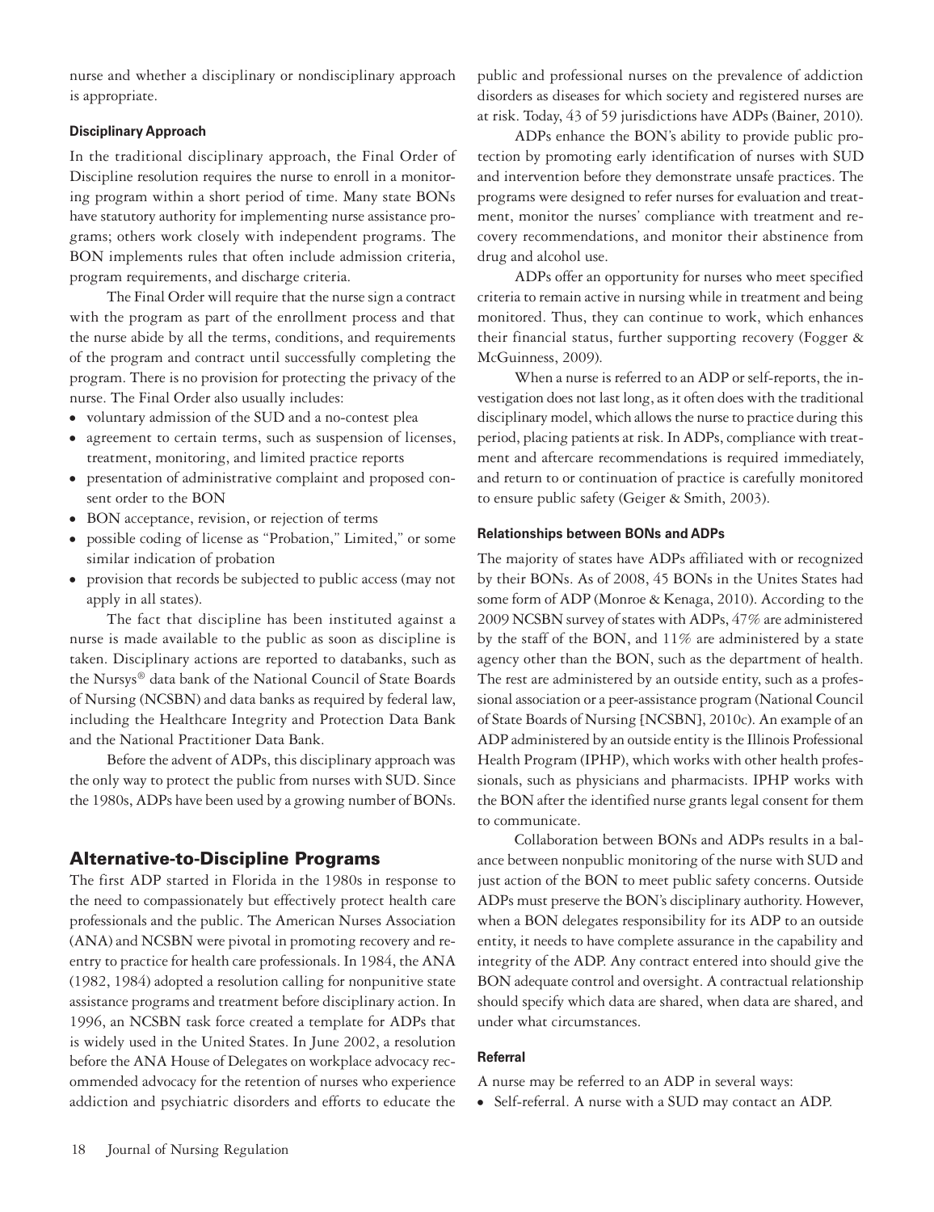nurse and whether a disciplinary or nondisciplinary approach is appropriate.

### Disciplinary Approach

In the traditional disciplinary approach, the Final Order of Discipline resolution requires the nurse to enroll in a monitoring program within a short period of time. Many state BONs have statutory authority for implementing nurse assistance programs; others work closely with independent programs. The BON implements rules that often include admission criteria, program requirements, and discharge criteria.

The Final Order will require that the nurse sign a contract with the program as part of the enrollment process and that the nurse abide by all the terms, conditions, and requirements of the program and contract until successfully completing the program. There is no provision for protecting the privacy of the nurse. The Final Order also usually includes:

- voluntary admission of the SUD and a no-contest plea
- agreement to certain terms, such as suspension of licenses, treatment, monitoring, and limited practice reports
- presentation of administrative complaint and proposed consent order to the BON
- BON acceptance, revision, or rejection of terms
- possible coding of license as "Probation," Limited," or some similar indication of probation
- provision that records be subjected to public access (may not apply in all states).

The fact that discipline has been instituted against a nurse is made available to the public as soon as discipline is taken. Disciplinary actions are reported to databanks, such as the Nursys® data bank of the National Council of State Boards of Nursing (NCSBN) and data banks as required by federal law, including the Healthcare Integrity and Protection Data Bank and the National Practitioner Data Bank.

Before the advent of ADPs, this disciplinary approach was the only way to protect the public from nurses with SUD. Since the 1980s, ADPs have been used by a growing number of BONs.

## Alternative-to-Discipline Programs

The first ADP started in Florida in the 1980s in response to the need to compassionately but effectively protect health care professionals and the public. The American Nurses Association (ANA) and NCSBN were pivotal in promoting recovery and reentry to practice for health care professionals. In 1984, the ANA (1982, 1984) adopted a resolution calling for nonpunitive state assistance programs and treatment before disciplinary action. In 1996, an NCSBN task force created a template for ADPs that is widely used in the United States. In June 2002, a resolution before the ANA House of Delegates on workplace advocacy recommended advocacy for the retention of nurses who experience addiction and psychiatric disorders and efforts to educate the public and professional nurses on the prevalence of addiction disorders as diseases for which society and registered nurses are at risk. Today, 43 of 59 jurisdictions have ADPs (Bainer, 2010).

ADPs enhance the BON's ability to provide public protection by promoting early identification of nurses with SUD and intervention before they demonstrate unsafe practices. The programs were designed to refer nurses for evaluation and treatment, monitor the nurses' compliance with treatment and recovery recommendations, and monitor their abstinence from drug and alcohol use.

ADPs offer an opportunity for nurses who meet specified criteria to remain active in nursing while in treatment and being monitored. Thus, they can continue to work, which enhances their financial status, further supporting recovery (Fogger & McGuinness, 2009).

When a nurse is referred to an ADP or self-reports, the investigation does not last long, as it often does with the traditional disciplinary model, which allows the nurse to practice during this period, placing patients at risk. In ADPs, compliance with treatment and aftercare recommendations is required immediately, and return to or continuation of practice is carefully monitored to ensure public safety (Geiger & Smith, 2003).

### Relationships between BONs and ADPs

The majority of states have ADPs affiliated with or recognized by their BONs. As of 2008, 45 BONs in the Unites States had some form of ADP (Monroe & Kenaga, 2010). According to the 2009 NCSBN survey of states with ADPs, 47% are administered by the staff of the BON, and 11% are administered by a state agency other than the BON, such as the department of health. The rest are administered by an outside entity, such as a professional association or a peer-assistance program (National Council of State Boards of Nursing [NCSBN], 2010c). An example of an ADP administered by an outside entity is the Illinois Professional Health Program (IPHP), which works with other health professionals, such as physicians and pharmacists. IPHP works with the BON after the identified nurse grants legal consent for them to communicate.

Collaboration between BONs and ADPs results in a balance between nonpublic monitoring of the nurse with SUD and just action of the BON to meet public safety concerns. Outside ADPs must preserve the BON's disciplinary authority. However, when a BON delegates responsibility for its ADP to an outside entity, it needs to have complete assurance in the capability and integrity of the ADP. Any contract entered into should give the BON adequate control and oversight. A contractual relationship should specify which data are shared, when data are shared, and under what circumstances.

### Referral

A nurse may be referred to an ADP in several ways:

- Self-referral. A nurse with a SUD may contact an ADP.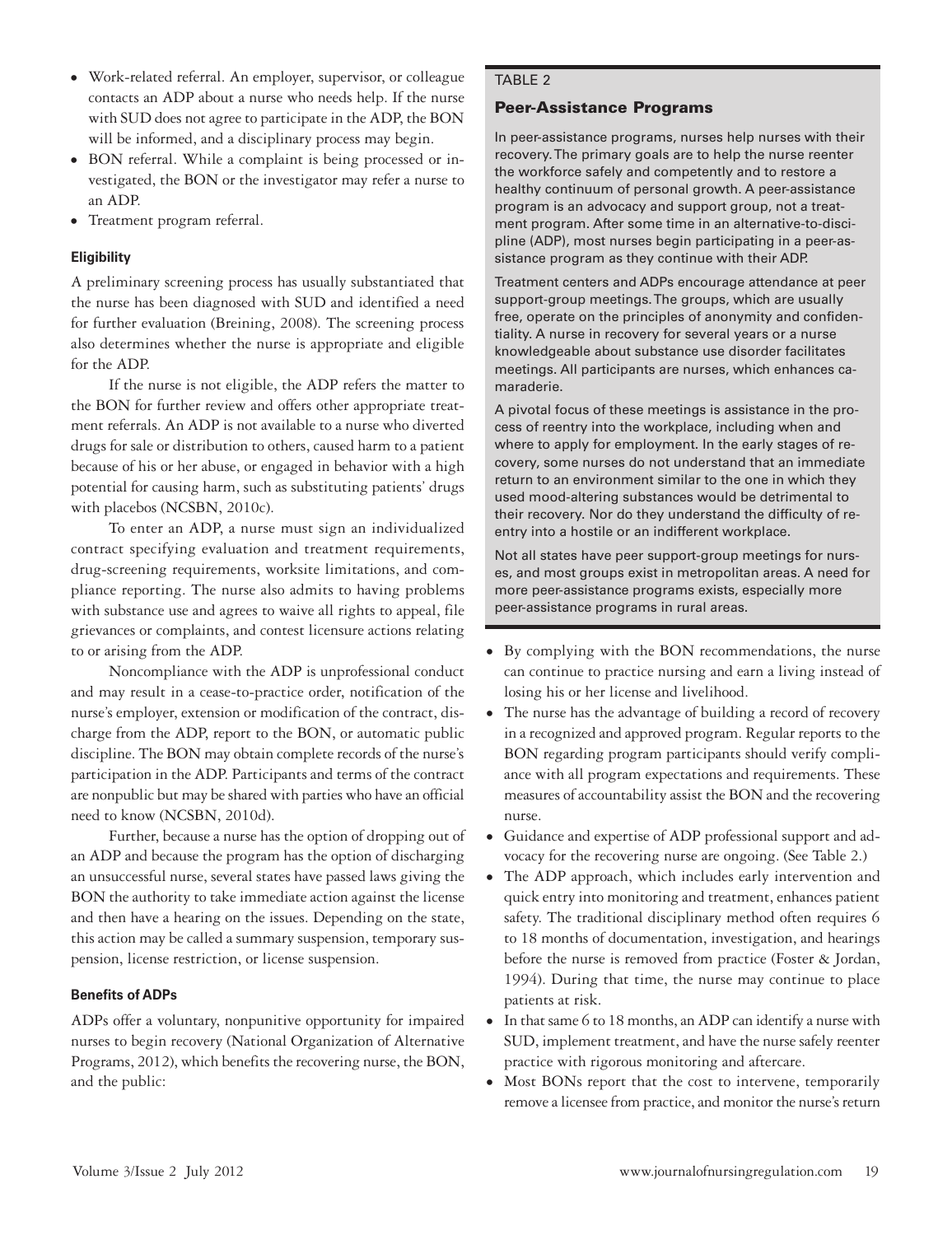- Work-related referral. An employer, supervisor, or colleague contacts an ADP about a nurse who needs help. If the nurse with SUD does not agree to participate in the ADP, the BON will be informed, and a disciplinary process may begin.
- BON referral. While a complaint is being processed or investigated, the BON or the investigator may refer a nurse to an ADP.
- Treatment program referral.

#### Eligibility

A preliminary screening process has usually substantiated that the nurse has been diagnosed with SUD and identified a need for further evaluation (Breining, 2008). The screening process also determines whether the nurse is appropriate and eligible for the ADP.

If the nurse is not eligible, the ADP refers the matter to the BON for further review and offers other appropriate treatment referrals. An ADP is not available to a nurse who diverted drugs for sale or distribution to others, caused harm to a patient because of his or her abuse, or engaged in behavior with a high potential for causing harm, such as substituting patients' drugs with placebos (NCSBN, 2010c).

To enter an ADP, a nurse must sign an individualized contract specifying evaluation and treatment requirements, drug-screening requirements, worksite limitations, and compliance reporting. The nurse also admits to having problems with substance use and agrees to waive all rights to appeal, file grievances or complaints, and contest licensure actions relating to or arising from the ADP.

Noncompliance with the ADP is unprofessional conduct and may result in a cease-to-practice order, notification of the nurse's employer, extension or modification of the contract, discharge from the ADP, report to the BON, or automatic public discipline. The BON may obtain complete records of the nurse's participation in the ADP. Participants and terms of the contract are nonpublic but may be shared with parties who have an official need to know (NCSBN, 2010d).

Further, because a nurse has the option of dropping out of an ADP and because the program has the option of discharging an unsuccessful nurse, several states have passed laws giving the BON the authority to take immediate action against the license and then have a hearing on the issues. Depending on the state, this action may be called a summary suspension, temporary suspension, license restriction, or license suspension.

#### Benefits of ADPs

ADPs offer a voluntary, nonpunitive opportunity for impaired nurses to begin recovery (National Organization of Alternative Programs, 2012), which benefits the recovering nurse, the BON, and the public:

- By complying with the BON recommendations, the nurse can continue to practice nursing and earn a living instead of losing his or her license and livelihood.
- The nurse has the advantage of building a record of recovery in a recognized and approved program. Regular reports to the BON regarding program participants should verify compliance with all program expectations and requirements. These measures of accountability assist the BON and the recovering nurse.
- Guidance and expertise of ADP professional support and advocacy for the recovering nurse are ongoing. (See Table 2.)
- The ADP approach, which includes early intervention and quick entry into monitoring and treatment, enhances patient safety. The traditional disciplinary method often requires 6 to 18 months of documentation, investigation, and hearings before the nurse is removed from practice (Foster & Jordan, 1994). During that time, the nurse may continue to place patients at risk.
- In that same 6 to 18 months, an ADP can identify a nurse with SUD, implement treatment, and have the nurse safely reenter practice with rigorous monitoring and aftercare.
- Most BONs report that the cost to intervene, temporarily remove a licensee from practice, and monitor the nurse's return

---

TABLE 2

**Peer-Assistance Programs**

In peer-assistance programs, nurses help nurses with their recovery. The primary goals are to help the nurse reenter the workforce safely and competently and to restore a healthy continuum of personal growth. A peer-assistance program is an advocacy and support group, not a treatment program. After some time in an alternative-to-discipline (ADP), most nurses begin participating in a peer-assistance program as they continue with their ADP.

Treatment centers and ADPs encourage attendance at peer support-group meetings. The groups, which are usually free, operate on the principles of anonymity and confidentiality. A nurse in recovery for several years or a nurse knowledgeable about substance use disorder facilitates meetings. All participants are nurses, which enhances camaraderie.

A pivotal focus of these meetings is assistance in the process of reentry into the workplace, including when and where to apply for employment. In the early stages of recovery, some nurses do not understand that an immediate return to an environment similar to the one in which they used mood-altering substances would be detrimental to their recovery. Nor do they understand the difficulty of reentry into a hostile or an indifferent workplace.

Not all states have peer support-group meetings for nurses, and most groups exist in metropolitan areas. A need for more peer-assistance programs exists, especially more peer-assistance programs in rural areas.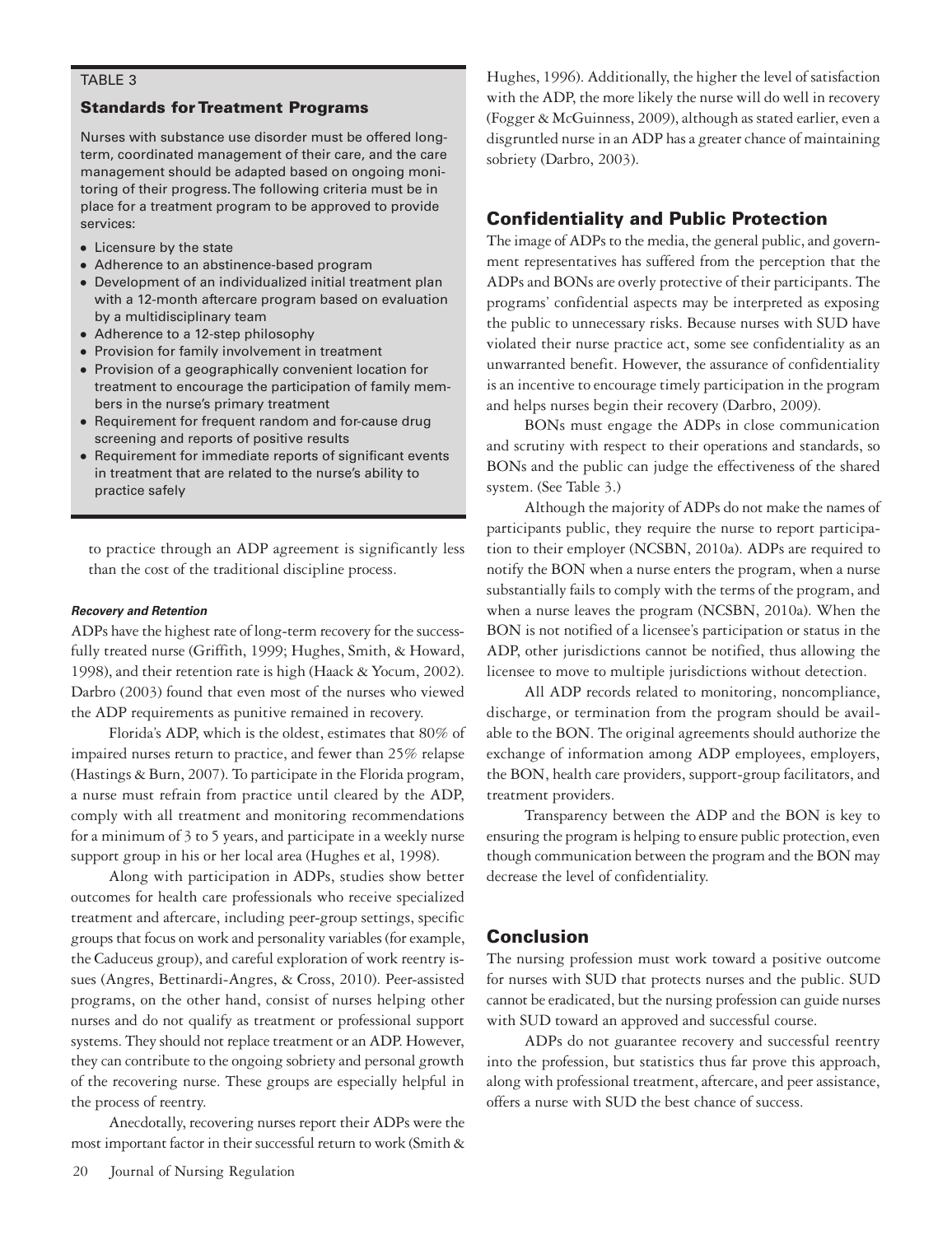TABLE 3

### Standards for Treatment Programs

Nurses with substance use disorder must be offered long-term, coordinated management of their care, and the care management should be adapted based on ongoing monitoring of their progress. The following criteria must be in place for a treatment program to be approved to provide services:

- Licensure by the state
- Adherence to an abstinence-based program
- Development of an individualized initial treatment plan with a 12-month aftercare program based on evaluation by a multidisciplinary team
- Adherence to a 12-step philosophy
- Provision for family involvement in treatment
- Provision of a geographically convenient location for treatment to encourage the participation of family members in the nurse's primary treatment
- Requirement for frequent random and for-cause drug screening and reports of positive results
- Requirement for immediate reports of significant events in treatment that are related to the nurse's ability to practice safely

to practice through an ADP agreement is significantly less than the cost of the traditional discipline process.

#### *Recovery and Retention*

ADPs have the highest rate of long-term recovery for the successfully treated nurse (Griffith, 1999; Hughes, Smith, & Howard, 1998), and their retention rate is high (Haack & Yocum, 2002). Darbro (2003) found that even most of the nurses who viewed the ADP requirements as punitive remained in recovery.

Florida's ADP, which is the oldest, estimates that 80% of impaired nurses return to practice, and fewer than 25% relapse (Hastings & Burn, 2007). To participate in the Florida program, a nurse must refrain from practice until cleared by the ADP, comply with all treatment and monitoring recommendations for a minimum of 3 to 5 years, and participate in a weekly nurse support group in his or her local area (Hughes et al, 1998).

Along with participation in ADPs, studies show better outcomes for health care professionals who receive specialized treatment and aftercare, including peer-group settings, specific groups that focus on work and personality variables (for example, the Caduceus group), and careful exploration of work reentry issues (Angres, Bettinardi-Angres, & Cross, 2010). Peer-assisted programs, on the other hand, consist of nurses helping other nurses and do not qualify as treatment or professional support systems. They should not replace treatment or an ADP. However, they can contribute to the ongoing sobriety and personal growth of the recovering nurse. These groups are especially helpful in the process of reentry.

Anecdotally, recovering nurses report their ADPs were the most important factor in their successful return to work (Smith & Hughes, 1996). Additionally, the higher the level of satisfaction with the ADP, the more likely the nurse will do well in recovery (Fogger & McGuinness, 2009), although as stated earlier, even a disgruntled nurse in an ADP has a greater chance of maintaining sobriety (Darbro, 2003).

## Confidentiality and Public Protection

The image of ADPs to the media, the general public, and government representatives has suffered from the perception that the ADPs and BONs are overly protective of their participants. The programs' confidential aspects may be interpreted as exposing the public to unnecessary risks. Because nurses with SUD have violated their nurse practice act, some see confidentiality as an unwarranted benefit. However, the assurance of confidentiality is an incentive to encourage timely participation in the program and helps nurses begin their recovery (Darbro, 2009).

BONs must engage the ADPs in close communication and scrutiny with respect to their operations and standards, so BONs and the public can judge the effectiveness of the shared system. (See Table 3.)

Although the majority of ADPs do not make the names of participants public, they require the nurse to report participation to their employer (NCSBN, 2010a). ADPs are required to notify the BON when a nurse enters the program, when a nurse substantially fails to comply with the terms of the program, and when a nurse leaves the program (NCSBN, 2010a). When the BON is not notified of a licensee's participation or status in the ADP, other jurisdictions cannot be notified, thus allowing the licensee to move to multiple jurisdictions without detection.

All ADP records related to monitoring, noncompliance, discharge, or termination from the program should be available to the BON. The original agreements should authorize the exchange of information among ADP employees, employers, the BON, health care providers, support-group facilitators, and treatment providers.

Transparency between the ADP and the BON is key to ensuring the program is helping to ensure public protection, even though communication between the program and the BON may decrease the level of confidentiality.

## Conclusion

The nursing profession must work toward a positive outcome for nurses with SUD that protects nurses and the public. SUD cannot be eradicated, but the nursing profession can guide nurses with SUD toward an approved and successful course.

ADPs do not guarantee recovery and successful reentry into the profession, but statistics thus far prove this approach, along with professional treatment, aftercare, and peer assistance, offers a nurse with SUD the best chance of success.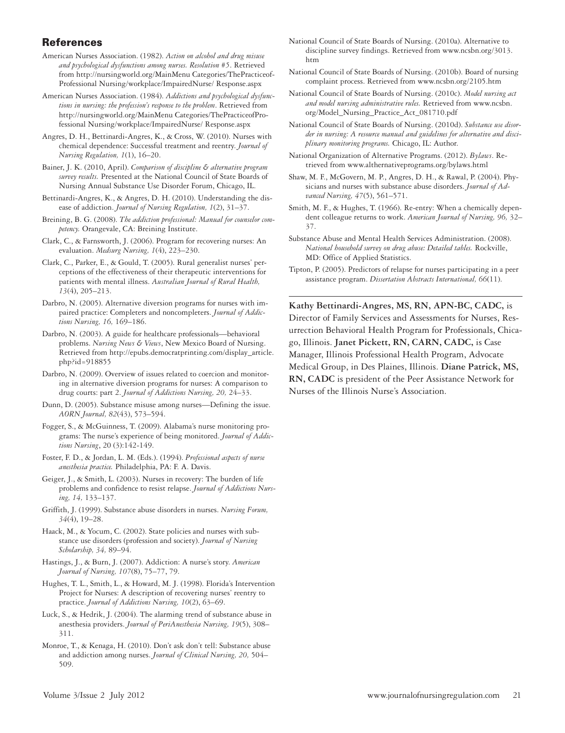## References

American Nurses Association. (1982). *Action on alcohol and drug misuse and psychological dysfunctions among nurses. Resolution #5*. Retrieved from http://nursingworld.org/MainMenu Categories/ThePracticeof-Professional Nursing/workplace/ImpairedNurse/ Response.aspx

American Nurses Association. (1984). *Addictions and psychological dysfunctions in nursing: the profession's response to the problem*. Retrieved from http://nursingworld.org/MainMenu Categories/ThePracticeofProfessional Nursing/workplace/ImpairedNurse/ Response.aspx

Angres, D. H., Bettinardi-Angres, K., & Cross, W. (2010). Nurses with chemical dependence: Successful treatment and reentry. *Journal of Nursing Regulation, 1*(1), 16–20.

Bainer, J. K. (2010, April). *Comparison of discipline & alternative program survey results.* Presented at the National Council of State Boards of Nursing Annual Substance Use Disorder Forum, Chicago, IL.

Bettinardi-Angres, K., & Angres, D. H. (2010). Understanding the disease of addiction. *Journal of Nursing Regulation, 1*(2), 31–37.

Breining, B. G. (2008). *The addiction professional: Manual for counselor competency.* Orangevale, CA: Breining Institute.

Clark, C., & Farnsworth, J. (2006). Program for recovering nurses: An evaluation. *Medsurg Nursing, 1*(4), 223–230.

Clark, C., Parker, E., & Gould, T. (2005). Rural generalist nurses' perceptions of the effectiveness of their therapeutic interventions for patients with mental illness. *Australian Journal of Rural Health, 13*(4), 205–213.

Darbro, N. (2005). Alternative diversion programs for nurses with impaired practice: Completers and noncompleters. *Journal of Addictions Nursing, 16,* 169–186.

Darbro, N. (2003). A guide for healthcare professionals—behavioral problems. *Nursing News & Views*, New Mexico Board of Nursing. Retrieved from http://epubs.democratprinting.com/display_article.php?id=918855

Darbro, N. (2009). Overview of issues related to coercion and monitoring in alternative diversion programs for nurses: A comparison to drug courts: part 2. *Journal of Addictions Nursing, 20,* 24–33.

Dunn, D. (2005). Substance misuse among nurses—Defining the issue. *AORN Journal, 82*(43), 573–594.

Fogger, S., & McGuinness, T. (2009). Alabama's nurse monitoring programs: The nurse's experience of being monitored. *Journal of Addictions Nursing*, 20 (3):142-149.

Foster, F. D., & Jordan, L. M. (Eds.). (1994). *Professional aspects of nurse anesthesia practice.* Philadelphia, PA: F. A. Davis.

Geiger, J., & Smith, L. (2003). Nurses in recovery: The burden of life problems and confidence to resist relapse. *Journal of Addictions Nursing, 14,* 133–137.

Griffith, J. (1999). Substance abuse disorders in nurses. *Nursing Forum, 34*(4), 19–28.

Haack, M., & Yocum, C. (2002). State policies and nurses with substance use disorders (profession and society). *Journal of Nursing Scholarship, 34,* 89–94.

Hastings, J., & Burn, J. (2007). Addiction: A nurse's story. *American Journal of Nursing, 107*(8), 75–77, 79.

Hughes, T. L., Smith, L., & Howard, M. J. (1998). Florida's Intervention Project for Nurses: A description of recovering nurses' reentry to practice. *Journal of Addictions Nursing, 10*(2), 63–69.

Luck, S., & Hedrik, J. (2004). The alarming trend of substance abuse in anesthesia providers. *Journal of PeriAnesthesia Nursing, 19*(5), 308–311.

Monroe, T., & Kenaga, H. (2010). Don't ask don't tell: Substance abuse and addiction among nurses. *Journal of Clinical Nursing, 20,* 504–509.

National Council of State Boards of Nursing. (2010a). Alternative to discipline survey findings. Retrieved from www.ncsbn.org/3013.htm

National Council of State Boards of Nursing. (2010b). Board of nursing complaint process. Retrieved from www.ncsbn.org/2105.htm

National Council of State Boards of Nursing. (2010c). *Model nursing act and model nursing administrative rules.* Retrieved from www.ncsbn.org/Model_Nursing_Practice_Act_081710.pdf

National Council of State Boards of Nursing. (2010d). *Substance use disorder in nursing: A resource manual and guidelines for alternative and disciplinary monitoring programs.* Chicago, IL: Author.

National Organization of Alternative Programs. (2012). *Bylaws*. Retrieved from www.althernativeprograms.org/bylaws.html

Shaw, M. F., McGovern, M. P., Angres, D. H., & Rawal, P. (2004). Physicians and nurses with substance abuse disorders. *Journal of Advanced Nursing, 47*(5), 561–571.

Smith, M. F., & Hughes, T. (1966). Re-entry: When a chemically dependent colleague returns to work. *American Journal of Nursing, 96,* 32–37.

Substance Abuse and Mental Health Services Administration. (2008). *National household survey on drug abuse: Detailed tables.* Rockville, MD: Office of Applied Statistics.

Tipton, P. (2005). Predictors of relapse for nurses participating in a peer assistance program. *Dissertation Abstracts International, 66*(11).

---

**Kathy Bettinardi-Angres, MS, RN, APN-BC, CADC,** is Director of Family Services and Assessments for Nurses, Resurrection Behavioral Health Program for Professionals, Chicago, Illinois. **Janet Pickett, RN, CARN, CADC,** is Case Manager, Illinois Professional Health Program, Advocate Medical Group, in Des Plaines, Illinois. **Diane Patrick, MS, RN, CADC** is president of the Peer Assistance Network for Nurses of the Illinois Nurse's Association.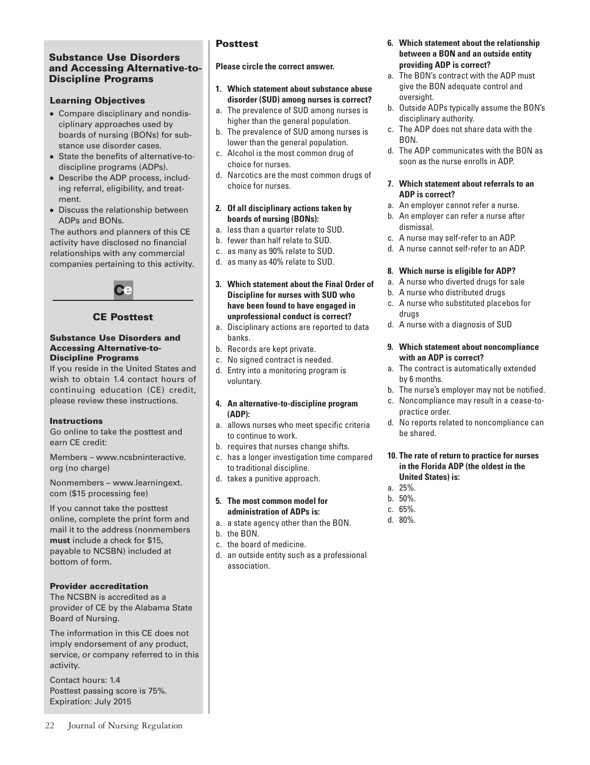## Substance Use Disorders and Accessing Alternative-to-Discipline Programs

### Learning Objectives

- Compare disciplinary and nondisciplinary approaches used by boards of nursing (BONs) for substance use disorder cases.
- State the benefits of alternative-to-discipline programs (ADPs).
- Describe the ADP process, including referral, eligibility, and treatment.
- Discuss the relationship between ADPs and BONs.

The authors and planners of this CE activity have disclosed no financial relationships with any commercial companies pertaining to this activity.

Ce

### CE Posttest

#### Substance Use Disorders and Accessing Alternative-to-Discipline Programs

If you reside in the United States and wish to obtain 1.4 contact hours of continuing education (CE) credit, please review these instructions.

#### Instructions

Go online to take the posttest and earn CE credit:

Members – www.ncsbninteractive.org (no charge)

Nonmembers – www.learningext.com ($15 processing fee)

If you cannot take the posttest online, complete the print form and mail it to the address (nonmembers **must** include a check for $15, payable to NCSBN) included at bottom of form.

#### Provider accreditation

The NCSBN is accredited as a provider of CE by the Alabama State Board of Nursing.

The information in this CE does not imply endorsement of any product, service, or company referred to in this activity.

Contact hours: 1.4
Posttest passing score is 75%.
Expiration: July 2015

## Posttest

**Please circle the correct answer.**

**1. Which statement about substance abuse disorder (SUD) among nurses is correct?**

a. The prevalence of SUD among nurses is higher than the general population.
b. The prevalence of SUD among nurses is lower than the general population.
c. Alcohol is the most common drug of choice for nurses.
d. Narcotics are the most common drugs of choice for nurses.

**2. Of all disciplinary actions taken by boards of nursing (BONs):**

a. less than a quarter relate to SUD.
b. fewer than half relate to SUD.
c. as many as 90% relate to SUD.
d. as many as 40% relate to SUD.

**3. Which statement about the Final Order of Discipline for nurses with SUD who have been found to have engaged in unprofessional conduct is correct?**

a. Disciplinary actions are reported to data banks.
b. Records are kept private.
c. No signed contract is needed.
d. Entry into a monitoring program is voluntary.

**4. An alternative-to-discipline program (ADP):**

a. allows nurses who meet specific criteria to continue to work.
b. requires that nurses change shifts.
c. has a longer investigation time compared to traditional discipline.
d. takes a punitive approach.

**5. The most common model for administration of ADPs is:**

a. a state agency other than the BON.
b. the BON.
c. the board of medicine.
d. an outside entity such as a professional association.

**6. Which statement about the relationship between a BON and an outside entity providing ADP is correct?**

a. The BON's contract with the ADP must give the BON adequate control and oversight.
b. Outside ADPs typically assume the BON's disciplinary authority.
c. The ADP does not share data with the BON.
d. The ADP communicates with the BON as soon as the nurse enrolls in ADP.

**7. Which statement about referrals to an ADP is correct?**

a. An employer cannot refer a nurse.
b. An employer can refer a nurse after dismissal.
c. A nurse may self-refer to an ADP.
d. A nurse cannot self-refer to an ADP.

**8. Which nurse is eligible for ADP?**

a. A nurse who diverted drugs for sale
b. A nurse who distributed drugs
c. A nurse who substituted placebos for drugs
d. A nurse with a diagnosis of SUD

**9. Which statement about noncompliance with an ADP is correct?**

a. The contract is automatically extended by 6 months.
b. The nurse's employer may not be notified.
c. Noncompliance may result in a cease-to-practice order.
d. No reports related to noncompliance can be shared.

**10. The rate of return to practice for nurses in the Florida ADP (the oldest in the United States) is:**

a. 25%.
b. 50%.
c. 65%.
d. 80%.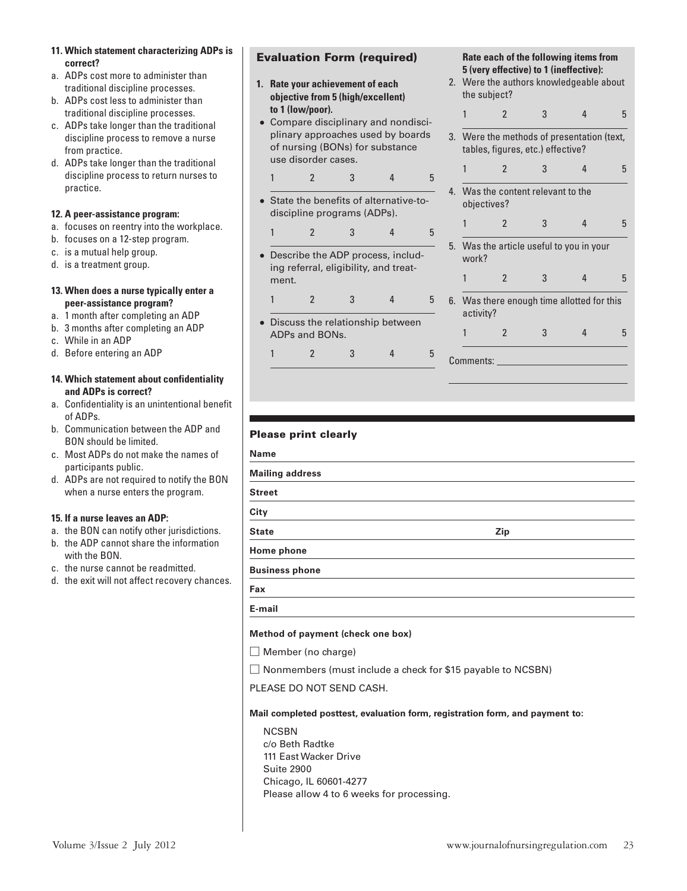**11. Which statement characterizing ADPs is correct?**

a. ADPs cost more to administer than traditional discipline processes.
b. ADPs cost less to administer than traditional discipline processes.
c. ADPs take longer than the traditional discipline process to remove a nurse from practice.
d. ADPs take longer than the traditional discipline process to return nurses to practice.

**12. A peer-assistance program:**

a. focuses on reentry into the workplace.
b. focuses on a 12-step program.
c. is a mutual help group.
d. is a treatment group.

**13. When does a nurse typically enter a peer-assistance program?**

a. 1 month after completing an ADP
b. 3 months after completing an ADP
c. While in an ADP
d. Before entering an ADP

**14. Which statement about confidentiality and ADPs is correct?**

a. Confidentiality is an unintentional benefit of ADPs.
b. Communication between the ADP and BON should be limited.
c. Most ADPs do not make the names of participants public.
d. ADPs are not required to notify the BON when a nurse enters the program.

**15. If a nurse leaves an ADP:**

a. the BON can notify other jurisdictions.
b. the ADP cannot share the information with the BON.
c. the nurse cannot be readmitted.
d. the exit will not affect recovery chances.

## Evaluation Form (required)

**1. Rate your achievement of each objective from 5 (high/excellent) to 1 (low/poor).**

- Compare disciplinary and nondisciplinary approaches used by boards of nursing (BONs) for substance use disorder cases.

1 2 3 4 5

- State the benefits of alternative-to-discipline programs (ADPs).

1 2 3 4 5

- Describe the ADP process, including referral, eligibility, and treatment.

1 2 3 4 5

- Discuss the relationship between ADPs and BONs.

1 2 3 4 5

**Rate each of the following items from 5 (very effective) to 1 (ineffective):**

2. Were the authors knowledgeable about the subject?

1 2 3 4 5

3. Were the methods of presentation (text, tables, figures, etc.) effective?

1 2 3 4 5

4. Was the content relevant to the objectives?

1 2 3 4 5

5. Was the article useful to you in your work?

1 2 3 4 5

6. Was there enough time allotted for this activity?

1 2 3 4 5

Comments: ______________________

## Please print clearly

**Name**

**Mailing address**

**Street**

**City**

**State** **Zip**

**Home phone**

**Business phone**

**Fax**

**E-mail**

**Method of payment (check one box)**

☐ Member (no charge)

☐ Nonmembers (must include a check for $15 payable to NCSBN)

PLEASE DO NOT SEND CASH.

**Mail completed posttest, evaluation form, registration form, and payment to:**

NCSBN
c/o Beth Radtke
111 East Wacker Drive
Suite 2900
Chicago, IL 60601-4277
Please allow 4 to 6 weeks for processing.